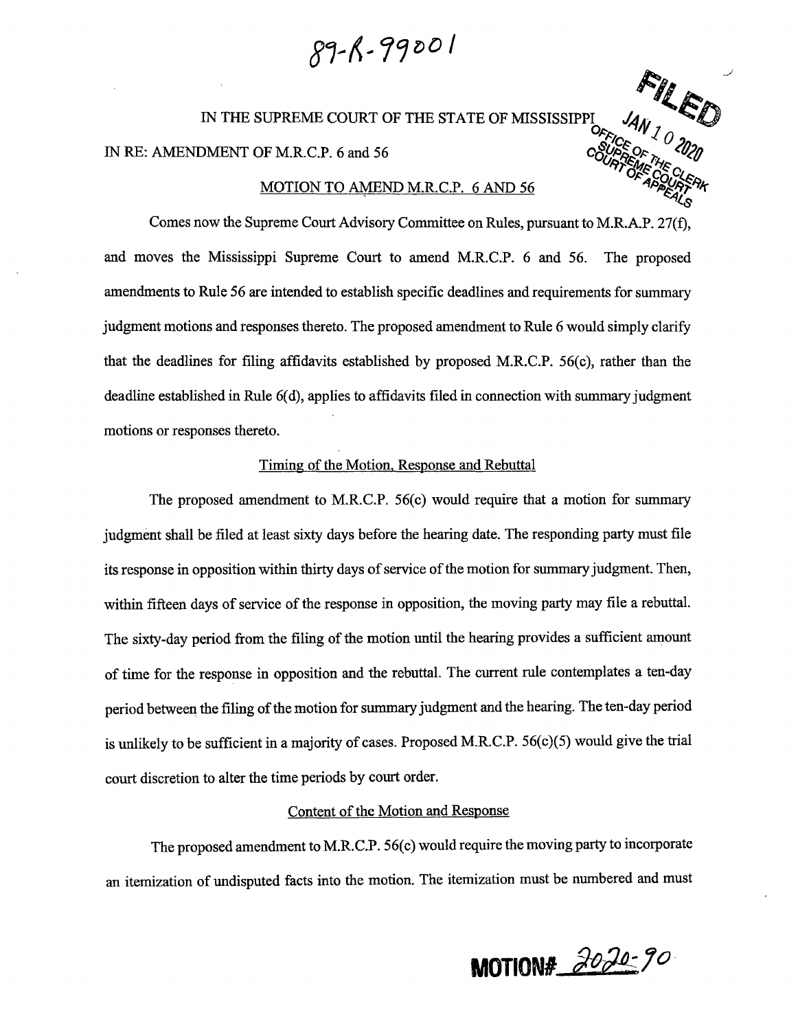89-R-99001

IN THE SUPREME COURT OF THE STATE OF MISSISSIPPI

FILED JAN 10 2020 OFFICE OF THE CLERK SUPREME COURT COURT OF APPEALS

IN RE: AMENDMENT OF M.R.C.P. 6 and 56

MOTION TO AMEND M.R.C.P. 6 AND 56

Comes now the Supreme Court Advisory Committee on Rules, pursuant to M.R.A.P. 27(f), and moves the Mississippi Supreme Court to amend M.R.C.P. 6 and 56. The proposed amendments to Rule 56 are intended to establish specific deadlines and requirements for summary judgment motions and responses thereto. The proposed amendment to Rule 6 would simply clarify that the deadlines for filing affidavits established by proposed M.R.C.P. 56(c), rather than the deadline established in Rule 6(d), applies to affidavits filed in connection with summary judgment motions or responses thereto.

Timing of the Motion, Response and Rebuttal

The proposed amendment to M.R.C.P. 56(c) would require that a motion for summary judgment shall be filed at least sixty days before the hearing date. The responding party must file its response in opposition within thirty days of service of the motion for summary judgment. Then, within fifteen days of service of the response in opposition, the moving party may file a rebuttal. The sixty-day period from the filing of the motion until the hearing provides a sufficient amount of time for the response in opposition and the rebuttal. The current rule contemplates a ten-day period between the filing of the motion for summary judgment and the hearing. The ten-day period is unlikely to be sufficient in a majority of cases. Proposed M.R.C.P. 56(c)(5) would give the trial court discretion to alter the time periods by court order.

Content of the Motion and Response

The proposed amendment to M.R.C.P. 56(c) would require the moving party to incorporate an itemization of undisputed facts into the motion. The itemization must be numbered and must

MOTION# 2020-90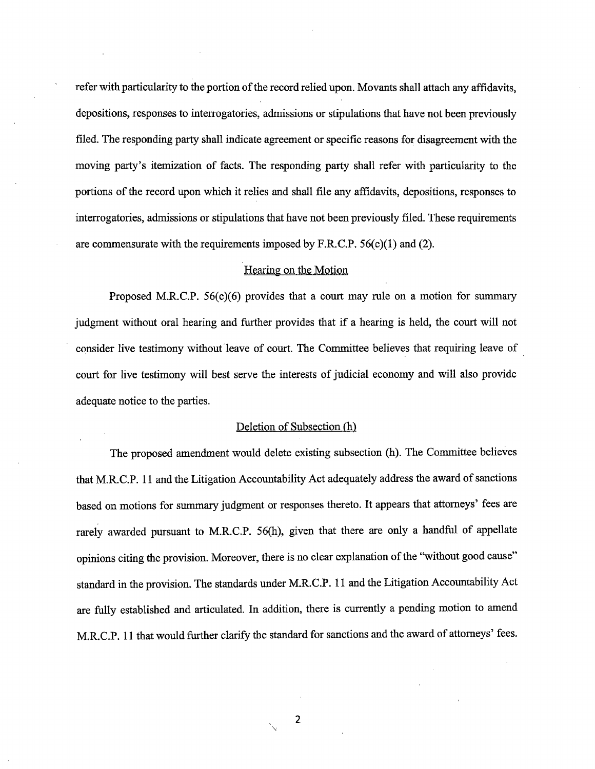refer with particularity to the portion of the record relied upon. Movants shall attach any affidavits, depositions, responses to interrogatories, admissions or stipulations that have not been previously filed. The responding party shall indicate agreement or specific reasons for disagreement with the moving party's itemization of facts. The responding party shall refer with particularity to the portions of the record upon which it relies and shall file any affidavits, depositions, responses to interrogatories, admissions or stipulations that have not been previously filed. These requirements are commensurate with the requirements imposed by F.R.C.P. 56(c)(1) and (2).

## Hearing on the Motion

Proposed M.R.C.P. 56(c)(6) provides that a court may rule on a motion for summary judgment without oral hearing and further provides that if a hearing is held, the court will not consider live testimony without leave of court. The Committee believes that requiring leave of court for live testimony will best serve the interests of judicial economy and will also provide adequate notice to the parties.

## Deletion of Subsection (h)

The proposed amendment would delete existing subsection (h). The Committee believes that M.R.C.P. 11 and the Litigation Accountability Act adequately address the award of sanctions based on motions for summary judgment or responses thereto. It appears that attorneys' fees are rarely awarded pursuant to M.R.C.P. 56(h), given that there are only a handful of appellate opinions citing the provision. Moreover, there is no clear explanation of the "without good cause" standard in the provision. The standards under M.R.C.P. 11 and the Litigation Accountability Act are fully established and articulated. In addition, there is currently a pending motion to amend M.R.C.P. 11 that would further clarify the standard for sanctions and the award of attorneys' fees.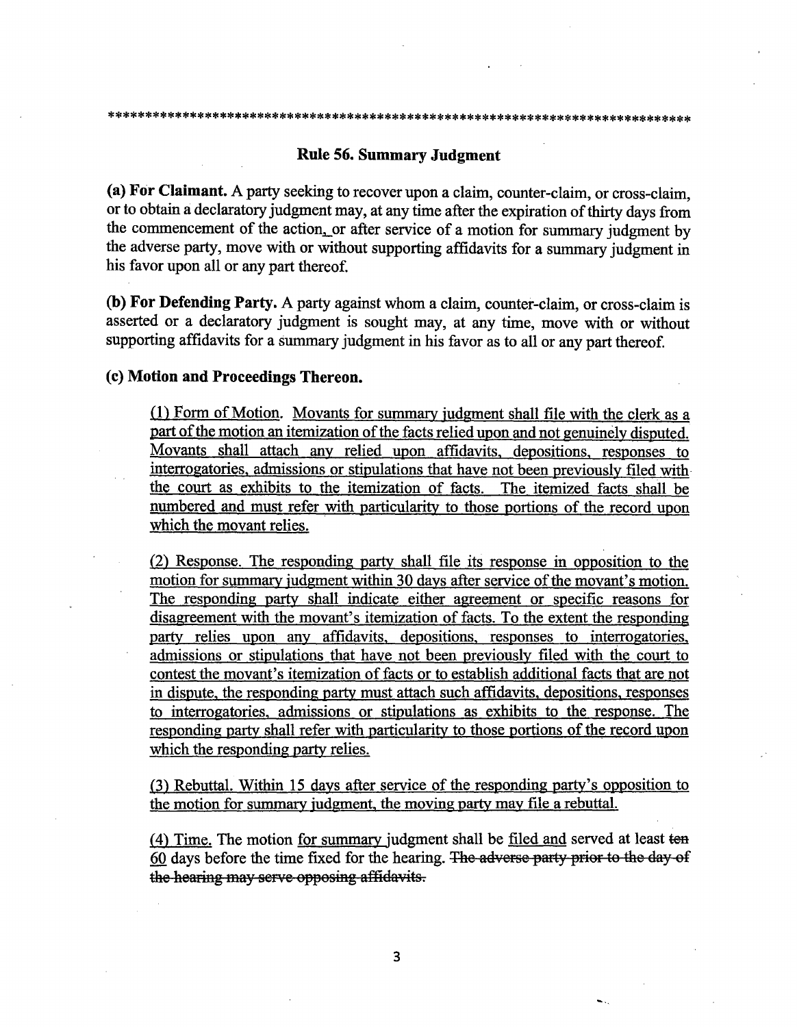\*\*\*\*\*\*\*\*\*\*\*\*\*\*\*\*\*\*\*\*\*\*\*\*\*\*\*\*\*\*\*\*\*\*\*\*\*\*\*\*\*\*\*\*\*\*\*\*\*\*\*\*\*\*\*\*\*\*\*\*\*\*\*\*\*\*\*\*\*\*\*\*\*\*\*\*\*\*\*

## Rule 56. Summary Judgment

**(a) For Claimant.** A party seeking to recover upon a claim, counter-claim, or cross-claim, or to obtain a declaratory judgment may, at any time after the expiration of thirty days from the commencement of the action, or after service of a motion for summary judgment by the adverse party, move with or without supporting affidavits for a summary judgment in his favor upon all or any part thereof.

**(b) For Defending Party.** A party against whom a claim, counter-claim, or cross-claim is asserted or a declaratory judgment is sought may, at any time, move with or without supporting affidavits for a summary judgment in his favor as to all or any part thereof.

**(c) Motion and Proceedings Thereon.**

<u>(1) Form of Motion. Movants for summary judgment shall file with the clerk as a part of the motion an itemization of the facts relied upon and not genuinely disputed. Movants shall attach any relied upon affidavits, depositions, responses to interrogatories, admissions or stipulations that have not been previously filed with the court as exhibits to the itemization of facts. The itemized facts shall be numbered and must refer with particularity to those portions of the record upon which the movant relies.</u>

<u>(2) Response. The responding party shall file its response in opposition to the motion for summary judgment within 30 days after service of the movant's motion. The responding party shall indicate either agreement or specific reasons for disagreement with the movant's itemization of facts. To the extent the responding party relies upon any affidavits, depositions, responses to interrogatories, admissions or stipulations that have not been previously filed with the court to contest the movant's itemization of facts or to establish additional facts that are not in dispute, the responding party must attach such affidavits, depositions, responses to interrogatories, admissions or stipulations as exhibits to the response. The responding party shall refer with particularity to those portions of the record upon which the responding party relies.</u>

<u>(3) Rebuttal. Within 15 days after service of the responding party's opposition to the motion for summary judgment, the moving party may file a rebuttal.</u>

<u>(4) Time.</u> The motion <u>for summary</u> judgment shall be <u>filed and</u> served at least ~~ten~~ <u>60</u> days before the time fixed for the hearing. ~~The adverse party prior to the day of the hearing may serve opposing affidavits.~~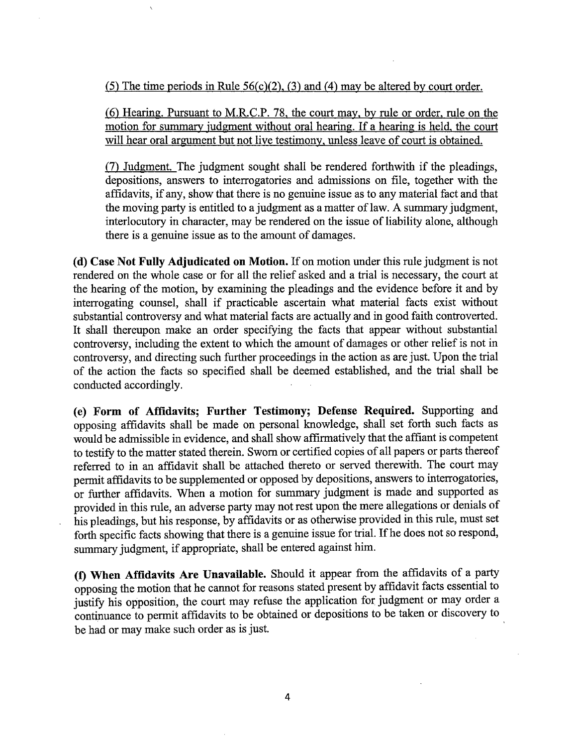(5) The time periods in Rule 56(c)(2), (3) and (4) may be altered by court order.

(6) Hearing. Pursuant to M.R.C.P. 78, the court may, by rule or order, rule on the motion for summary judgment without oral hearing. If a hearing is held, the court will hear oral argument but not live testimony, unless leave of court is obtained.

(7) Judgment. The judgment sought shall be rendered forthwith if the pleadings, depositions, answers to interrogatories and admissions on file, together with the affidavits, if any, show that there is no genuine issue as to any material fact and that the moving party is entitled to a judgment as a matter of law. A summary judgment, interlocutory in character, may be rendered on the issue of liability alone, although there is a genuine issue as to the amount of damages.

**(d) Case Not Fully Adjudicated on Motion.** If on motion under this rule judgment is not rendered on the whole case or for all the relief asked and a trial is necessary, the court at the hearing of the motion, by examining the pleadings and the evidence before it and by interrogating counsel, shall if practicable ascertain what material facts exist without substantial controversy and what material facts are actually and in good faith controverted. It shall thereupon make an order specifying the facts that appear without substantial controversy, including the extent to which the amount of damages or other relief is not in controversy, and directing such further proceedings in the action as are just. Upon the trial of the action the facts so specified shall be deemed established, and the trial shall be conducted accordingly.

**(e) Form of Affidavits; Further Testimony; Defense Required.** Supporting and opposing affidavits shall be made on personal knowledge, shall set forth such facts as would be admissible in evidence, and shall show affirmatively that the affiant is competent to testify to the matter stated therein. Sworn or certified copies of all papers or parts thereof referred to in an affidavit shall be attached thereto or served therewith. The court may permit affidavits to be supplemented or opposed by depositions, answers to interrogatories, or further affidavits. When a motion for summary judgment is made and supported as provided in this rule, an adverse party may not rest upon the mere allegations or denials of his pleadings, but his response, by affidavits or as otherwise provided in this rule, must set forth specific facts showing that there is a genuine issue for trial. If he does not so respond, summary judgment, if appropriate, shall be entered against him.

**(f) When Affidavits Are Unavailable.** Should it appear from the affidavits of a party opposing the motion that he cannot for reasons stated present by affidavit facts essential to justify his opposition, the court may refuse the application for judgment or may order a continuance to permit affidavits to be obtained or depositions to be taken or discovery to be had or may make such order as is just.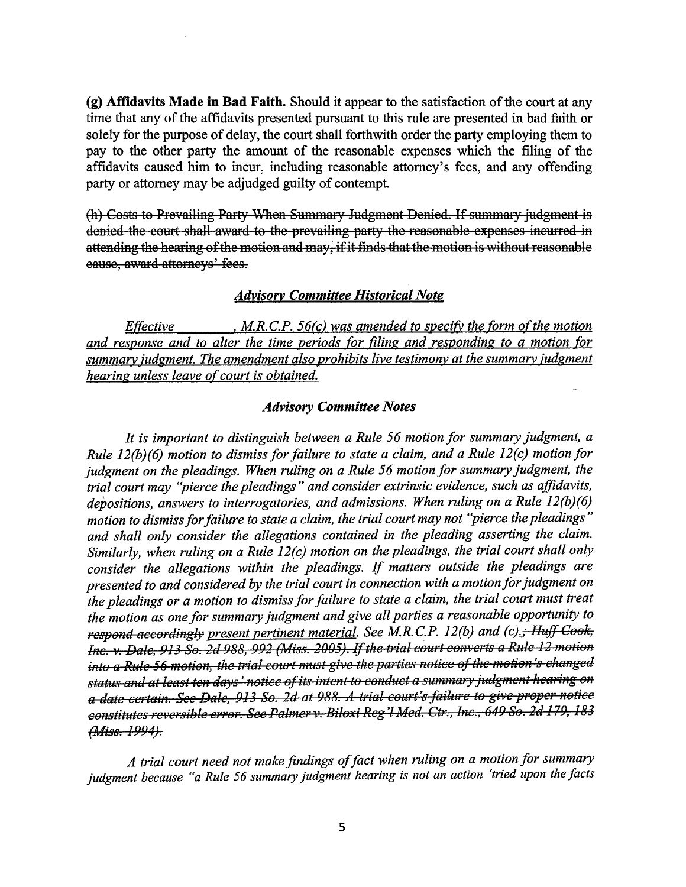**(g) Affidavits Made in Bad Faith.** Should it appear to the satisfaction of the court at any time that any of the affidavits presented pursuant to this rule are presented in bad faith or solely for the purpose of delay, the court shall forthwith order the party employing them to pay to the other party the amount of the reasonable expenses which the filing of the affidavits caused him to incur, including reasonable attorney's fees, and any offending party or attorney may be adjudged guilty of contempt.

~~(h) Costs to Prevailing Party When Summary Judgment Denied. If summary judgment is denied the court shall award to the prevailing party the reasonable expenses incurred in attending the hearing of the motion and may, if it finds that the motion is without reasonable cause, award attorneys' fees.~~

### <u>*Advisory Committee Historical Note*</u>

<u>*Effective \_\_\_\_\_\_\_\_, M.R.C.P. 56(c) was amended to specify the form of the motion and response and to alter the time periods for filing and responding to a motion for summary judgment. The amendment also prohibits live testimony at the summary judgment hearing unless leave of court is obtained.*</u>

### *Advisory Committee Notes*

*It is important to distinguish between a Rule 56 motion for summary judgment, a Rule 12(b)(6) motion to dismiss for failure to state a claim, and a Rule 12(c) motion for judgment on the pleadings. When ruling on a Rule 56 motion for summary judgment, the trial court may "pierce the pleadings" and consider extrinsic evidence, such as affidavits, depositions, answers to interrogatories, and admissions. When ruling on a Rule 12(b)(6) motion to dismiss for failure to state a claim, the trial court may not "pierce the pleadings" and shall only consider the allegations contained in the pleading asserting the claim. Similarly, when ruling on a Rule 12(c) motion on the pleadings, the trial court shall only consider the allegations within the pleadings. If matters outside the pleadings are presented to and considered by the trial court in connection with a motion for judgment on the pleadings or a motion to dismiss for failure to state a claim, the trial court must treat the motion as one for summary judgment and give all parties a reasonable opportunity to ~~respond accordingly~~ <u>present pertinent material</u>. See M.R.C.P. 12(b) and (c).~~; Huff-Cook, Inc. v. Dale, 913 So. 2d 988, 992 (Miss. 2005). If the trial court converts a Rule 12 motion into a Rule 56 motion, the trial court must give the parties notice of the motion's changed status and at least ten days' notice of its intent to conduct a summary judgment hearing on a date certain. See Dale, 913 So. 2d at 988. A trial court's failure to give proper notice constitutes reversible error. See Palmer v. Biloxi Reg'l Med. Ctr., Inc., 649 So. 2d 179, 183 (Miss. 1994).~~*

*A trial court need not make findings of fact when ruling on a motion for summary judgment because "a Rule 56 summary judgment hearing is not an action 'tried upon the facts*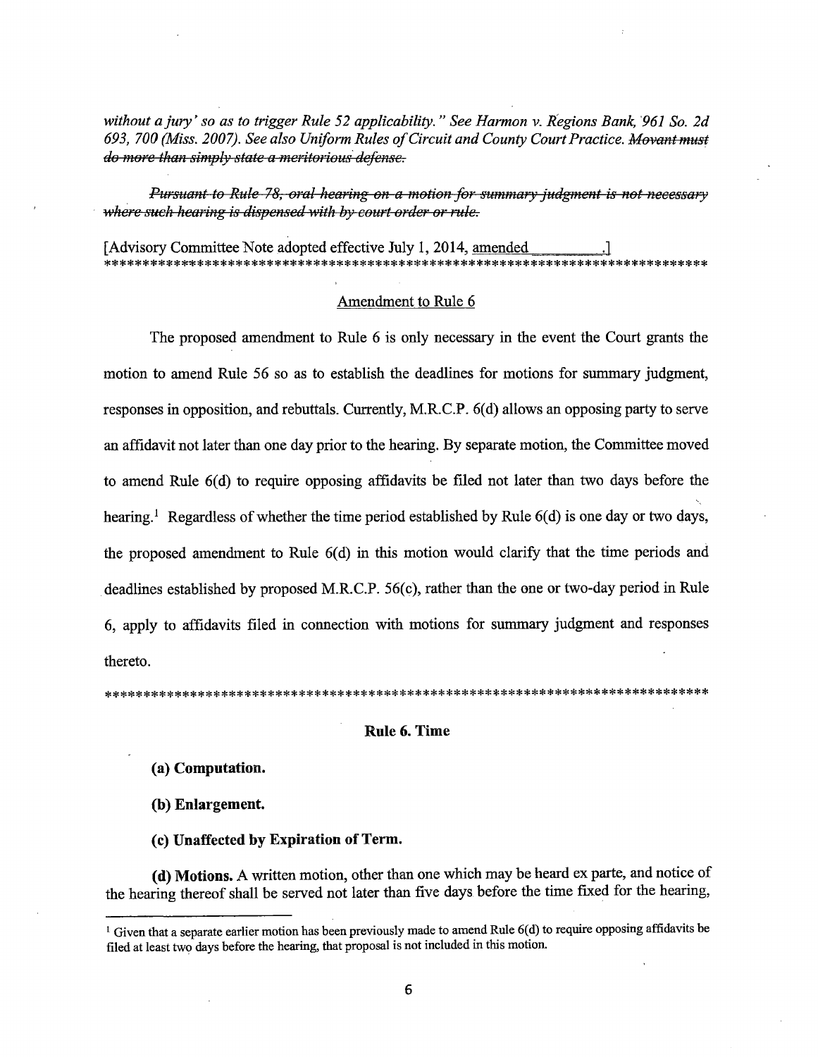*without a jury' so as to trigger Rule 52 applicability." See Harmon v. Regions Bank, 961 So. 2d 693, 700 (Miss. 2007). See also Uniform Rules of Circuit and County Court Practice.* ~~*Movant must do more than simply state a meritorious defense.*~~

~~*Pursuant to Rule 78, oral hearing on a motion for summary judgment is not necessary where such hearing is dispensed with by court order or rule.*~~

[Advisory Committee Note adopted effective July 1, 2014, amended ________.]
*********************************************************************************

## Amendment to Rule 6

The proposed amendment to Rule 6 is only necessary in the event the Court grants the motion to amend Rule 56 so as to establish the deadlines for motions for summary judgment, responses in opposition, and rebuttals. Currently, M.R.C.P. 6(d) allows an opposing party to serve an affidavit not later than one day prior to the hearing. By separate motion, the Committee moved to amend Rule 6(d) to require opposing affidavits be filed not later than two days before the hearing.[1] Regardless of whether the time period established by Rule 6(d) is one day or two days, the proposed amendment to Rule 6(d) in this motion would clarify that the time periods and deadlines established by proposed M.R.C.P. 56(c), rather than the one or two-day period in Rule 6, apply to affidavits filed in connection with motions for summary judgment and responses thereto.

*********************************************************************************

## Rule 6. Time

**(a) Computation.**

**(b) Enlargement.**

**(c) Unaffected by Expiration of Term.**

**(d) Motions.** A written motion, other than one which may be heard ex parte, and notice of the hearing thereof shall be served not later than five days before the time fixed for the hearing,

---

[1] Given that a separate earlier motion has been previously made to amend Rule 6(d) to require opposing affidavits be filed at least two days before the hearing, that proposal is not included in this motion.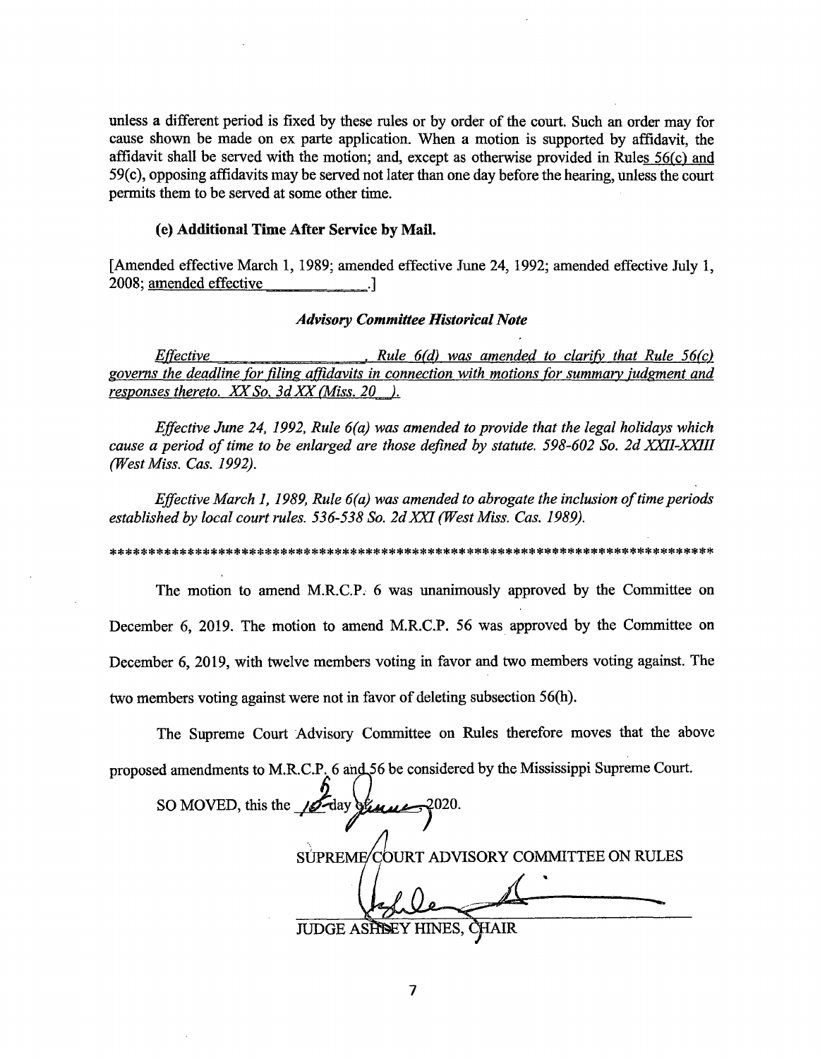unless a different period is fixed by these rules or by order of the court. Such an order may for cause shown be made on ex parte application. When a motion is supported by affidavit, the affidavit shall be served with the motion; and, except as otherwise provided in Rules 56(c) and 59(c), opposing affidavits may be served not later than one day before the hearing, unless the court permits them to be served at some other time.

**(e) Additional Time After Service by Mail.**

[Amended effective March 1, 1989; amended effective June 24, 1992; amended effective July 1, 2008; amended effective ____________.]

***Advisory Committee Historical Note***

*Effective ________________, Rule 6(d) was amended to clarify that Rule 56(c) governs the deadline for filing affidavits in connection with motions for summary judgment and responses thereto. XX So. 3d XX (Miss. 20__).*

*Effective June 24, 1992, Rule 6(a) was amended to provide that the legal holidays which cause a period of time to be enlarged are those defined by statute. 598-602 So. 2d XXII-XXIII (West Miss. Cas. 1992).*

*Effective March 1, 1989, Rule 6(a) was amended to abrogate the inclusion of time periods established by local court rules. 536-538 So. 2d XXI (West Miss. Cas. 1989).*

*******************************************************************************

The motion to amend M.R.C.P. 6 was unanimously approved by the Committee on December 6, 2019. The motion to amend M.R.C.P. 56 was approved by the Committee on December 6, 2019, with twelve members voting in favor and two members voting against. The two members voting against were not in favor of deleting subsection 56(h).

The Supreme Court Advisory Committee on Rules therefore moves that the above proposed amendments to M.R.C.P. 6 and 56 be considered by the Mississippi Supreme Court.

SO MOVED, this the 16 day of June 2020.

SUPREME COURT ADVISORY COMMITTEE ON RULES

JUDGE ASHLEY HINES, CHAIR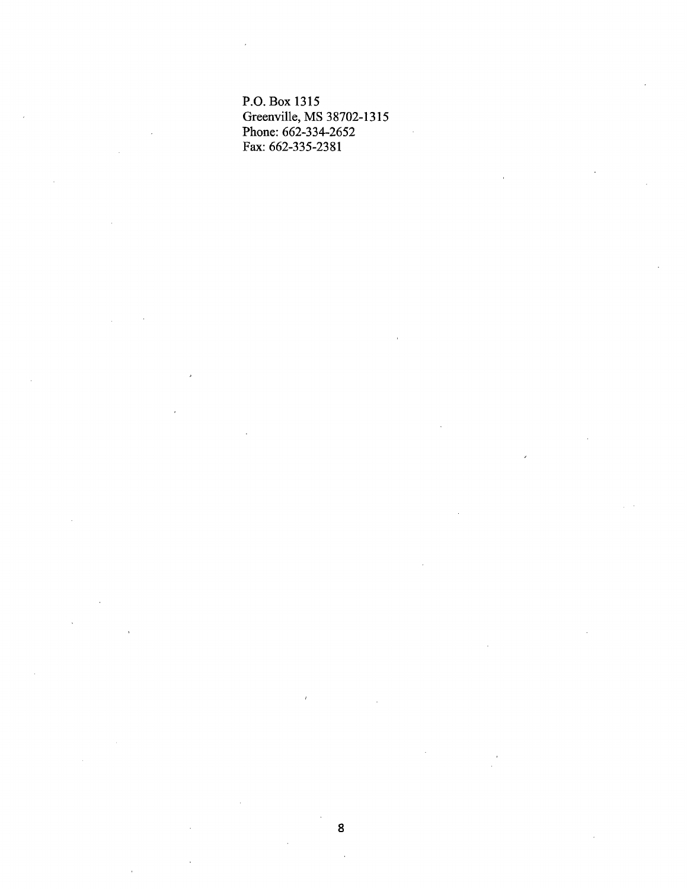P.O. Box 1315
Greenville, MS 38702-1315
Phone: 662-334-2652
Fax: 662-335-2381